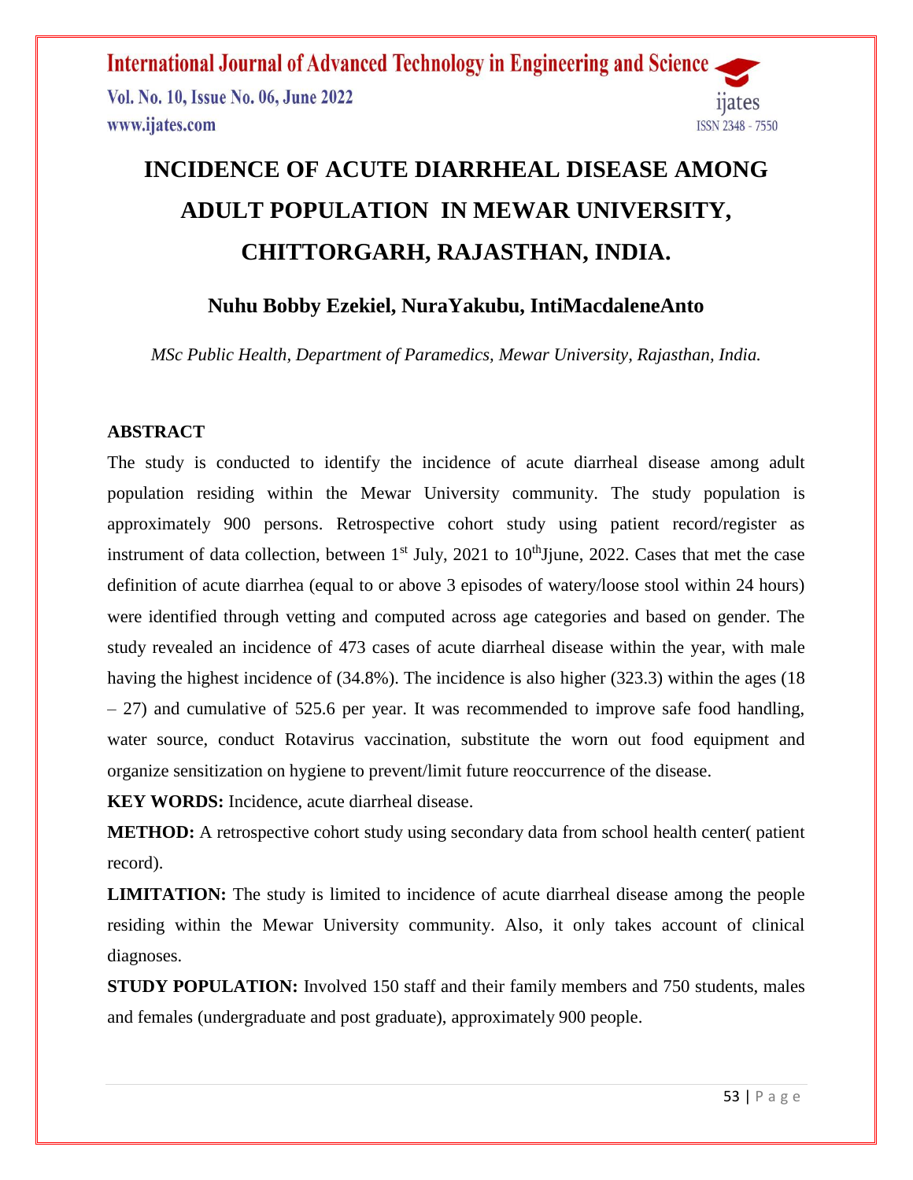# INCIDENCE OF ACUTE DIARRHEAL DISEASE AMONG ADULT POPULATION IN MEWAR UNIVERSITY, CHITTORGARH, RAJASTHAN, INDIA.

## Nuhu Bobby Ezekiel, NuraYakubu, IntiMacdaleneAnto

*MSc Public Health, Department of Paramedics, Mewar University, Rajasthan, India.*

### ABSTRACT

The study is conducted to identify the incidence of acute diarrheal disease among adult population residing within the Mewar University community. The study population is approximately 900 persons. Retrospective cohort study using patient record/register as instrument of data collection, between 1st July, 2021 to 10thJjune, 2022. Cases that met the case definition of acute diarrhea (equal to or above 3 episodes of watery/loose stool within 24 hours) were identified through vetting and computed across age categories and based on gender. The study revealed an incidence of 473 cases of acute diarrheal disease within the year, with male having the highest incidence of (34.8%). The incidence is also higher (323.3) within the ages (18 – 27) and cumulative of 525.6 per year. It was recommended to improve safe food handling, water source, conduct Rotavirus vaccination, substitute the worn out food equipment and organize sensitization on hygiene to prevent/limit future reoccurrence of the disease.

**KEY WORDS:** Incidence, acute diarrheal disease.

**METHOD:** A retrospective cohort study using secondary data from school health center( patient record).

**LIMITATION:** The study is limited to incidence of acute diarrheal disease among the people residing within the Mewar University community. Also, it only takes account of clinical diagnoses.

**STUDY POPULATION:** Involved 150 staff and their family members and 750 students, males and females (undergraduate and post graduate), approximately 900 people.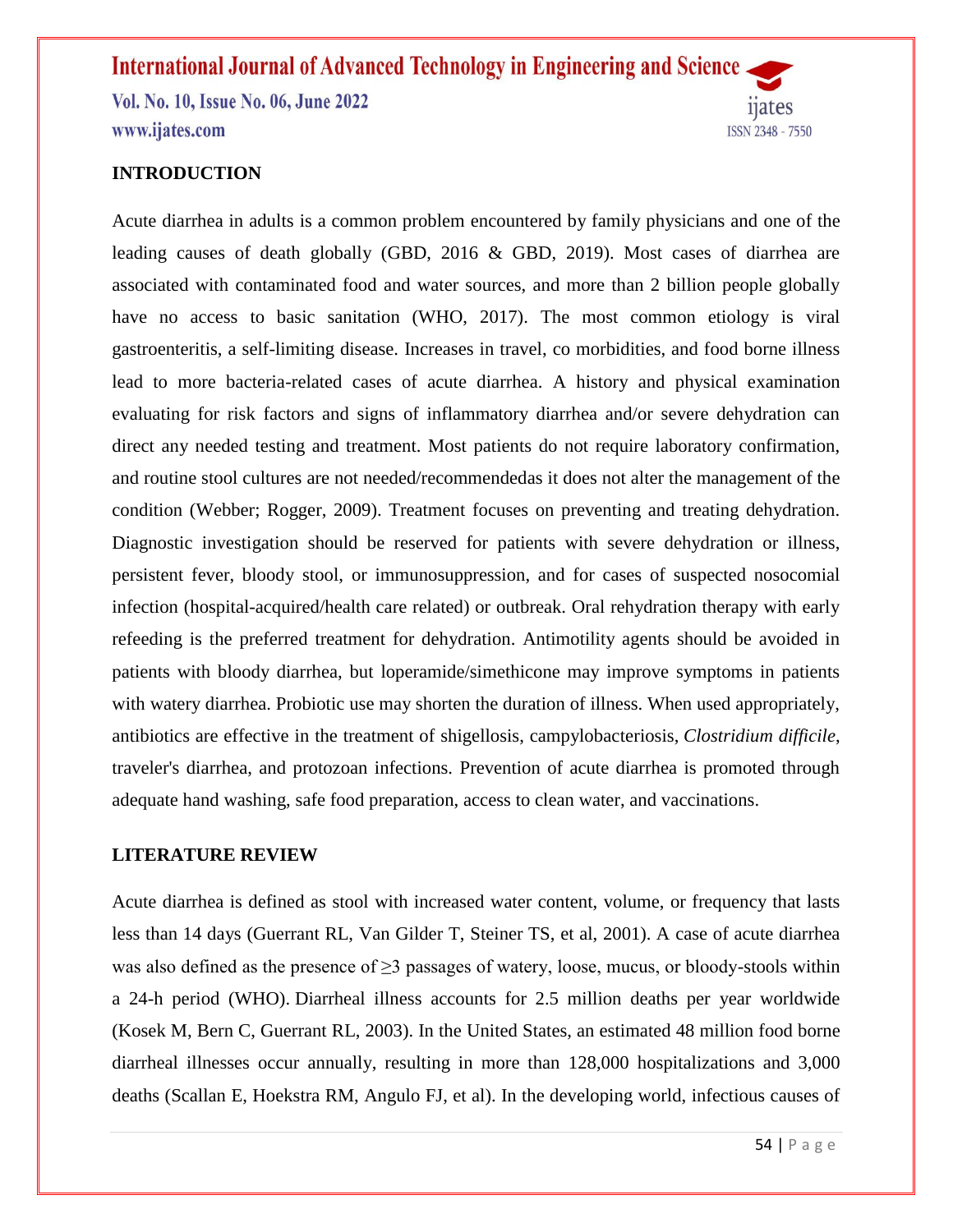## INTRODUCTION

Acute diarrhea in adults is a common problem encountered by family physicians and one of the leading causes of death globally (GBD, 2016 & GBD, 2019). Most cases of diarrhea are associated with contaminated food and water sources, and more than 2 billion people globally have no access to basic sanitation (WHO, 2017). The most common etiology is viral gastroenteritis, a self-limiting disease. Increases in travel, co morbidities, and food borne illness lead to more bacteria-related cases of acute diarrhea. A history and physical examination evaluating for risk factors and signs of inflammatory diarrhea and/or severe dehydration can direct any needed testing and treatment. Most patients do not require laboratory confirmation, and routine stool cultures are not needed/recommendedas it does not alter the management of the condition (Webber; Rogger, 2009). Treatment focuses on preventing and treating dehydration. Diagnostic investigation should be reserved for patients with severe dehydration or illness, persistent fever, bloody stool, or immunosuppression, and for cases of suspected nosocomial infection (hospital-acquired/health care related) or outbreak. Oral rehydration therapy with early refeeding is the preferred treatment for dehydration. Antimotility agents should be avoided in patients with bloody diarrhea, but loperamide/simethicone may improve symptoms in patients with watery diarrhea. Probiotic use may shorten the duration of illness. When used appropriately, antibiotics are effective in the treatment of shigellosis, campylobacteriosis, *Clostridium difficile*, traveler's diarrhea, and protozoan infections. Prevention of acute diarrhea is promoted through adequate hand washing, safe food preparation, access to clean water, and vaccinations.

## LITERATURE REVIEW

Acute diarrhea is defined as stool with increased water content, volume, or frequency that lasts less than 14 days (Guerrant RL, Van Gilder T, Steiner TS, et al, 2001). A case of acute diarrhea was also defined as the presence of ≥3 passages of watery, loose, mucus, or bloody-stools within a 24-h period (WHO). Diarrheal illness accounts for 2.5 million deaths per year worldwide (Kosek M, Bern C, Guerrant RL, 2003). In the United States, an estimated 48 million food borne diarrheal illnesses occur annually, resulting in more than 128,000 hospitalizations and 3,000 deaths (Scallan E, Hoekstra RM, Angulo FJ, et al). In the developing world, infectious causes of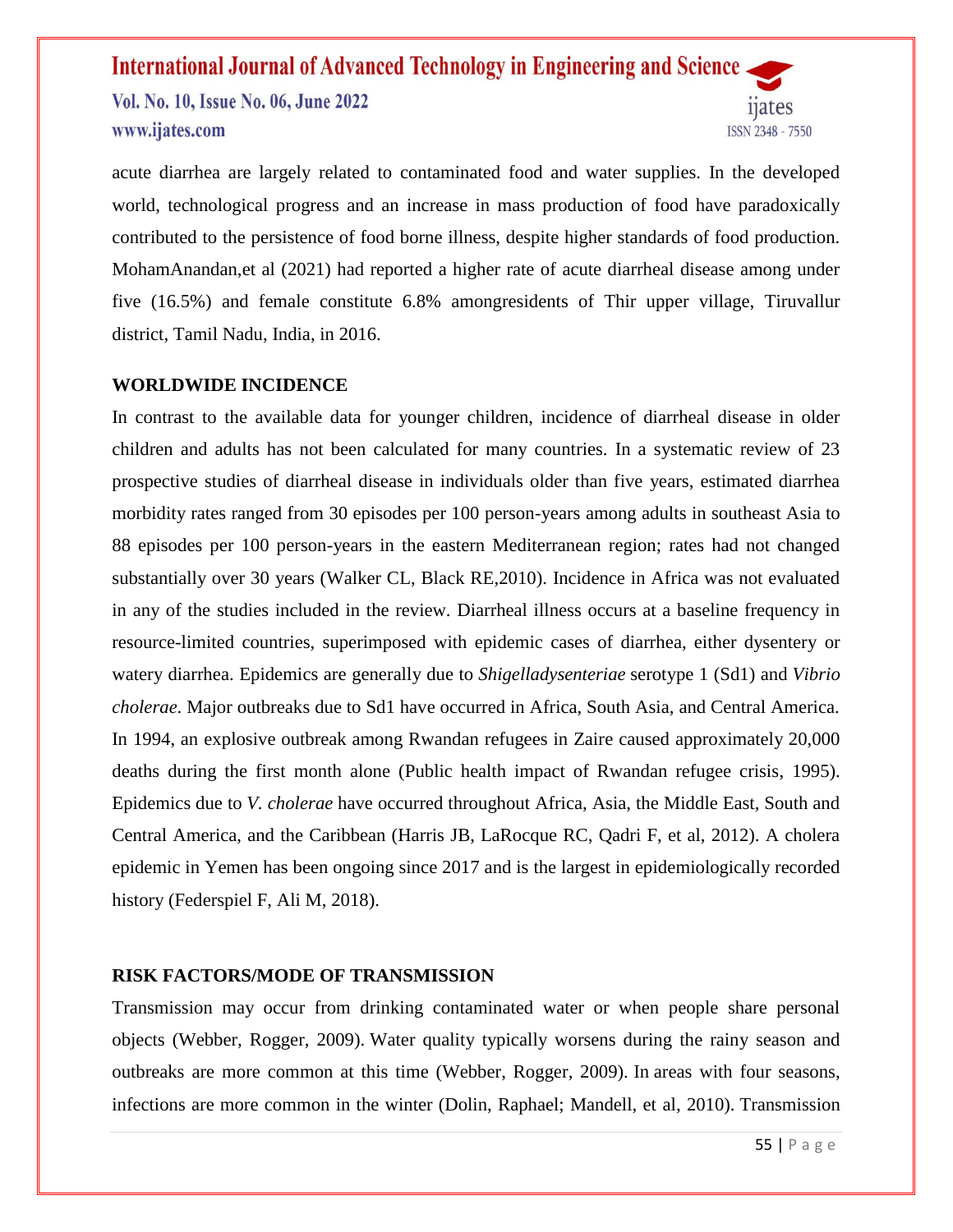acute diarrhea are largely related to contaminated food and water supplies. In the developed world, technological progress and an increase in mass production of food have paradoxically contributed to the persistence of food borne illness, despite higher standards of food production. MohamAnandan,et al (2021) had reported a higher rate of acute diarrheal disease among under five (16.5%) and female constitute 6.8% amongresidents of Thir upper village, Tiruvallur district, Tamil Nadu, India, in 2016.

## WORLDWIDE INCIDENCE

In contrast to the available data for younger children, incidence of diarrheal disease in older children and adults has not been calculated for many countries. In a systematic review of 23 prospective studies of diarrheal disease in individuals older than five years, estimated diarrhea morbidity rates ranged from 30 episodes per 100 person-years among adults in southeast Asia to 88 episodes per 100 person-years in the eastern Mediterranean region; rates had not changed substantially over 30 years (Walker CL, Black RE,2010). Incidence in Africa was not evaluated in any of the studies included in the review. Diarrheal illness occurs at a baseline frequency in resource-limited countries, superimposed with epidemic cases of diarrhea, either dysentery or watery diarrhea. Epidemics are generally due to *Shigelladysenteriae* serotype 1 (Sd1) and *Vibrio cholerae*. Major outbreaks due to Sd1 have occurred in Africa, South Asia, and Central America. In 1994, an explosive outbreak among Rwandan refugees in Zaire caused approximately 20,000 deaths during the first month alone (Public health impact of Rwandan refugee crisis, 1995). Epidemics due to *V. cholerae* have occurred throughout Africa, Asia, the Middle East, South and Central America, and the Caribbean (Harris JB, LaRocque RC, Qadri F, et al, 2012). A cholera epidemic in Yemen has been ongoing since 2017 and is the largest in epidemiologically recorded history (Federspiel F, Ali M, 2018).

## RISK FACTORS/MODE OF TRANSMISSION

Transmission may occur from drinking contaminated water or when people share personal objects (Webber, Rogger, 2009). Water quality typically worsens during the rainy season and outbreaks are more common at this time (Webber, Rogger, 2009). In areas with four seasons, infections are more common in the winter (Dolin, Raphael; Mandell, et al, 2010). Transmission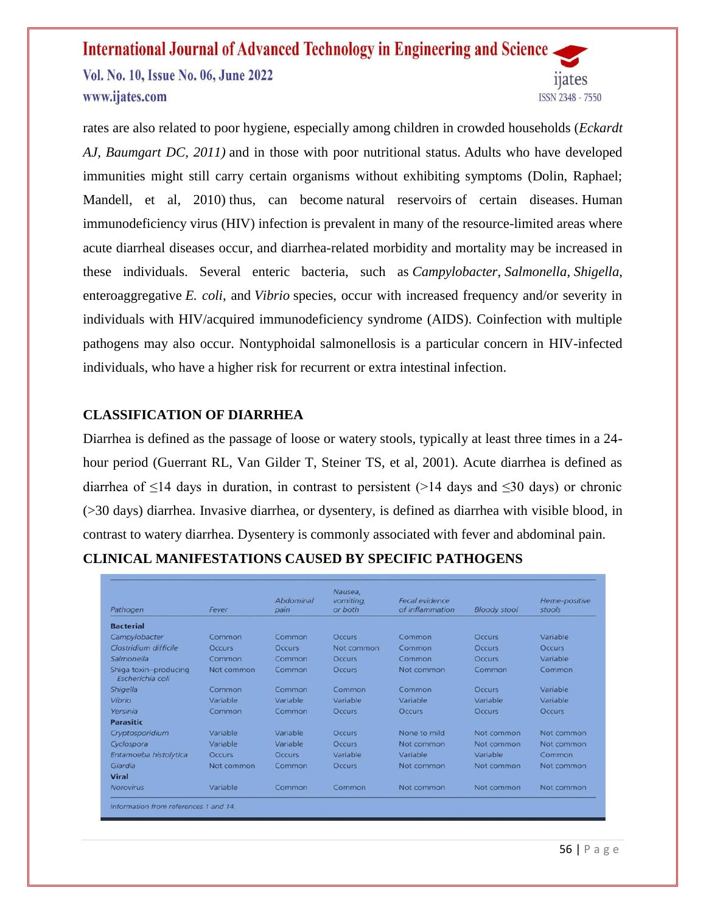rates are also related to poor hygiene, especially among children in crowded households (*Eckardt AJ, Baumgart DC, 2011)* and in those with poor nutritional status. Adults who have developed immunities might still carry certain organisms without exhibiting symptoms (Dolin, Raphael; Mandell, et al, 2010) thus, can become natural reservoirs of certain diseases. Human immunodeficiency virus (HIV) infection is prevalent in many of the resource-limited areas where acute diarrheal diseases occur, and diarrhea-related morbidity and mortality may be increased in these individuals. Several enteric bacteria, such as *Campylobacter*, *Salmonella*, *Shigella*, enteroaggregative *E. coli*, and *Vibrio* species, occur with increased frequency and/or severity in individuals with HIV/acquired immunodeficiency syndrome (AIDS). Coinfection with multiple pathogens may also occur. Nontyphoidal salmonellosis is a particular concern in HIV-infected individuals, who have a higher risk for recurrent or extra intestinal infection.

## CLASSIFICATION OF DIARRHEA

Diarrhea is defined as the passage of loose or watery stools, typically at least three times in a 24-hour period (Guerrant RL, Van Gilder T, Steiner TS, et al, 2001). Acute diarrhea is defined as diarrhea of ≤14 days in duration, in contrast to persistent (>14 days and ≤30 days) or chronic (>30 days) diarrhea. Invasive diarrhea, or dysentery, is defined as diarrhea with visible blood, in contrast to watery diarrhea. Dysentery is commonly associated with fever and abdominal pain.

## CLINICAL MANIFESTATIONS CAUSED BY SPECIFIC PATHOGENS

| Pathogen | Fever | Abdominal pain | Nausea, vomiting, or both | Fecal evidence of inflammation | Bloody stool | Heme-positive stools |
|---|---|---|---|---|---|---|
| **Bacterial** | | | | | | |
| *Campylobacter* | Common | Common | Occurs | Common | Occurs | Variable |
| *Clostridium difficile* | Occurs | Occurs | Not common | Common | Occurs | Occurs |
| *Salmonella* | Common | Common | Occurs | Common | Occurs | Variable |
| Shiga toxin–producing *Escherichia coli* | Not common | Common | Occurs | Not common | Common | Common |
| *Shigella* | Common | Common | Common | Common | Occurs | Variable |
| *Vibrio* | Variable | Variable | Variable | Variable | Variable | Variable |
| *Yersinia* | Common | Common | Occurs | Occurs | Occurs | Occurs |
| **Parasitic** | | | | | | |
| *Cryptosporidium* | Variable | Variable | Occurs | None to mild | Not common | Not common |
| *Cyclospora* | Variable | Variable | Occurs | Not common | Not common | Not common |
| *Entamoeba histolytica* | Occurs | Occurs | Variable | Variable | Variable | Common |
| *Giardia* | Not common | Common | Occurs | Not common | Not common | Not common |
| **Viral** | | | | | | |
| *Norovirus* | Variable | Common | Common | Not common | Not common | Not common |

*Information from references 1 and 14.*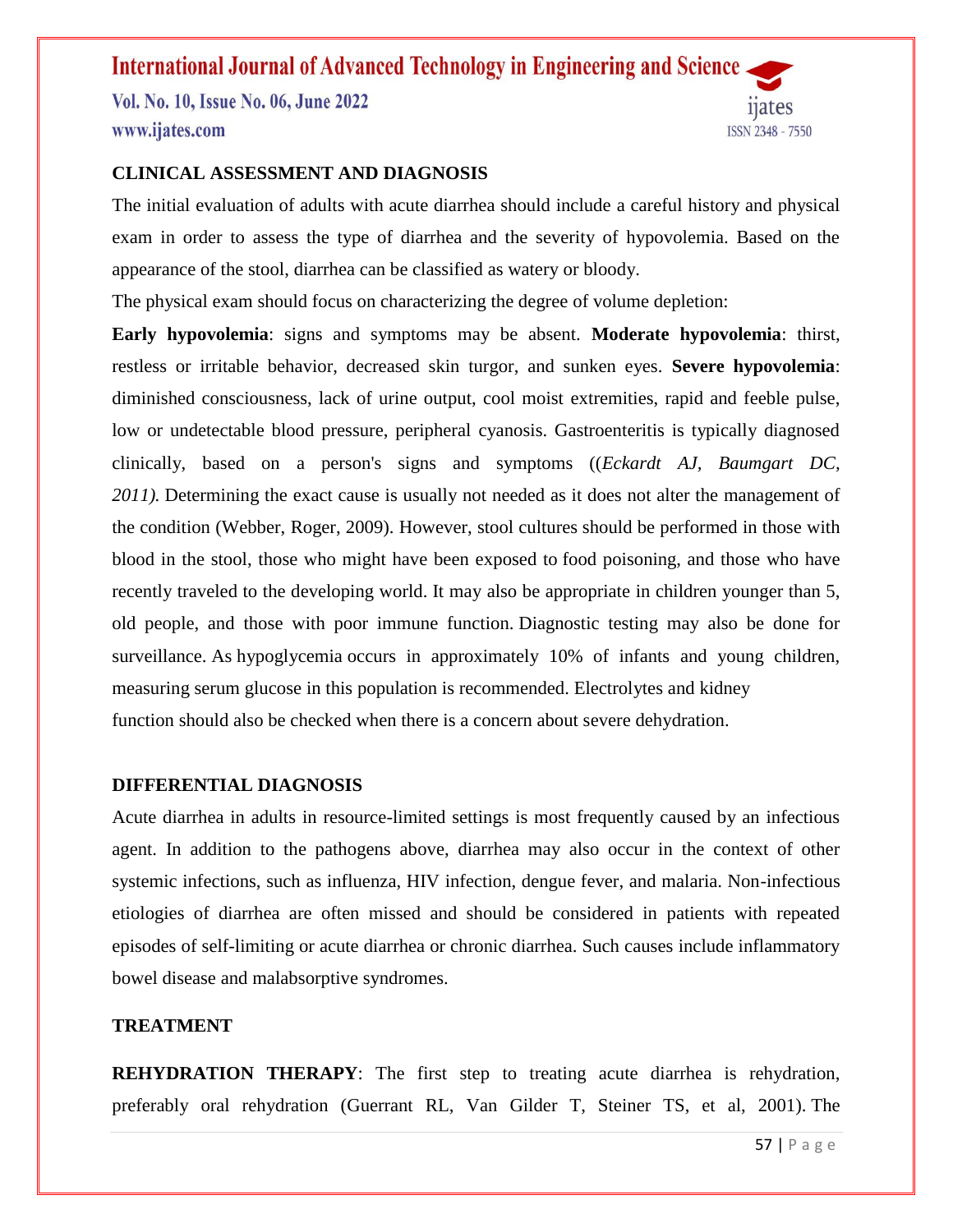## CLINICAL ASSESSMENT AND DIAGNOSIS

The initial evaluation of adults with acute diarrhea should include a careful history and physical exam in order to assess the type of diarrhea and the severity of hypovolemia. Based on the appearance of the stool, diarrhea can be classified as watery or bloody.

The physical exam should focus on characterizing the degree of volume depletion:

**Early hypovolemia**: signs and symptoms may be absent. **Moderate hypovolemia**: thirst, restless or irritable behavior, decreased skin turgor, and sunken eyes. **Severe hypovolemia**: diminished consciousness, lack of urine output, cool moist extremities, rapid and feeble pulse, low or undetectable blood pressure, peripheral cyanosis. Gastroenteritis is typically diagnosed clinically, based on a person's signs and symptoms ((*Eckardt AJ, Baumgart DC, 2011).* Determining the exact cause is usually not needed as it does not alter the management of the condition (Webber, Roger, 2009). However, stool cultures should be performed in those with blood in the stool, those who might have been exposed to food poisoning, and those who have recently traveled to the developing world. It may also be appropriate in children younger than 5, old people, and those with poor immune function. Diagnostic testing may also be done for surveillance. As hypoglycemia occurs in approximately 10% of infants and young children, measuring serum glucose in this population is recommended. Electrolytes and kidney function should also be checked when there is a concern about severe dehydration.

## DIFFERENTIAL DIAGNOSIS

Acute diarrhea in adults in resource-limited settings is most frequently caused by an infectious agent. In addition to the pathogens above, diarrhea may also occur in the context of other systemic infections, such as influenza, HIV infection, dengue fever, and malaria. Non-infectious etiologies of diarrhea are often missed and should be considered in patients with repeated episodes of self-limiting or acute diarrhea or chronic diarrhea. Such causes include inflammatory bowel disease and malabsorptive syndromes.

## TREATMENT

**REHYDRATION THERAPY**: The first step to treating acute diarrhea is rehydration, preferably oral rehydration (Guerrant RL, Van Gilder T, Steiner TS, et al, 2001). The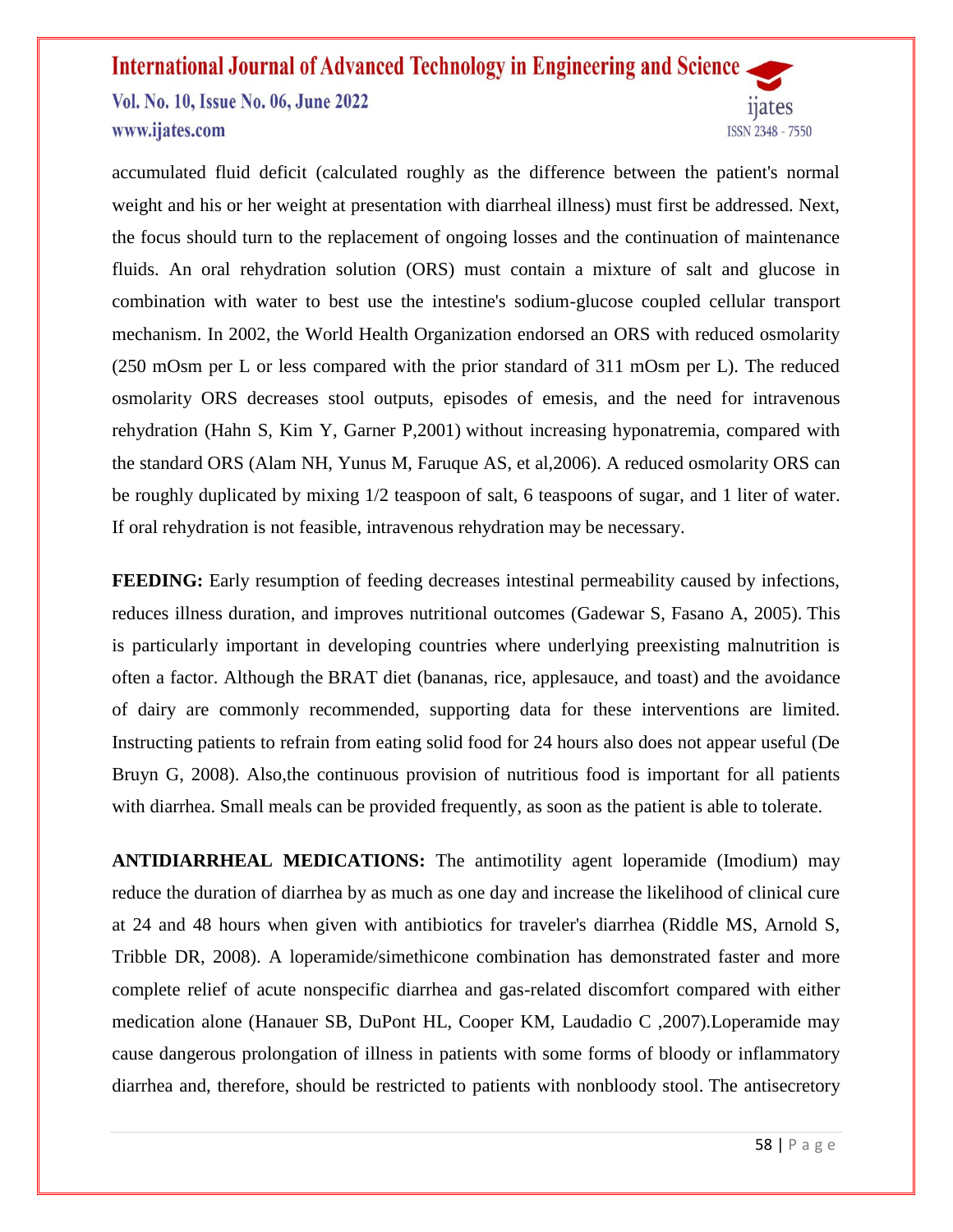accumulated fluid deficit (calculated roughly as the difference between the patient's normal weight and his or her weight at presentation with diarrheal illness) must first be addressed. Next, the focus should turn to the replacement of ongoing losses and the continuation of maintenance fluids. An oral rehydration solution (ORS) must contain a mixture of salt and glucose in combination with water to best use the intestine's sodium-glucose coupled cellular transport mechanism. In 2002, the World Health Organization endorsed an ORS with reduced osmolarity (250 mOsm per L or less compared with the prior standard of 311 mOsm per L). The reduced osmolarity ORS decreases stool outputs, episodes of emesis, and the need for intravenous rehydration (Hahn S, Kim Y, Garner P,2001) without increasing hyponatremia, compared with the standard ORS (Alam NH, Yunus M, Faruque AS, et al,2006). A reduced osmolarity ORS can be roughly duplicated by mixing 1/2 teaspoon of salt, 6 teaspoons of sugar, and 1 liter of water. If oral rehydration is not feasible, intravenous rehydration may be necessary.

**FEEDING:** Early resumption of feeding decreases intestinal permeability caused by infections, reduces illness duration, and improves nutritional outcomes (Gadewar S, Fasano A, 2005). This is particularly important in developing countries where underlying preexisting malnutrition is often a factor. Although the BRAT diet (bananas, rice, applesauce, and toast) and the avoidance of dairy are commonly recommended, supporting data for these interventions are limited. Instructing patients to refrain from eating solid food for 24 hours also does not appear useful (De Bruyn G, 2008). Also,the continuous provision of nutritious food is important for all patients with diarrhea. Small meals can be provided frequently, as soon as the patient is able to tolerate.

**ANTIDIARRHEAL MEDICATIONS:** The antimotility agent loperamide (Imodium) may reduce the duration of diarrhea by as much as one day and increase the likelihood of clinical cure at 24 and 48 hours when given with antibiotics for traveler's diarrhea (Riddle MS, Arnold S, Tribble DR, 2008). A loperamide/simethicone combination has demonstrated faster and more complete relief of acute nonspecific diarrhea and gas-related discomfort compared with either medication alone (Hanauer SB, DuPont HL, Cooper KM, Laudadio C ,2007).Loperamide may cause dangerous prolongation of illness in patients with some forms of bloody or inflammatory diarrhea and, therefore, should be restricted to patients with nonbloody stool. The antisecretory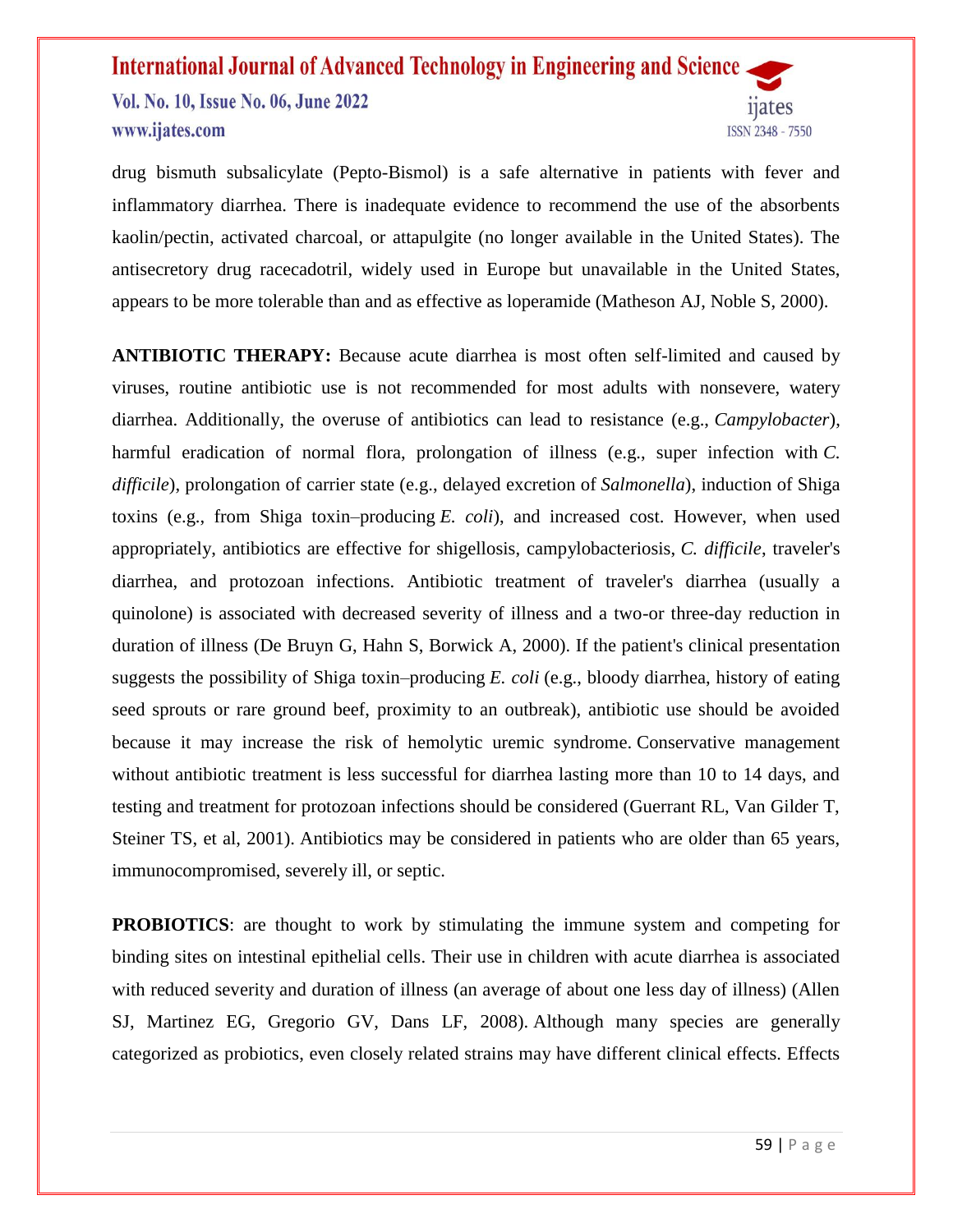drug bismuth subsalicylate (Pepto-Bismol) is a safe alternative in patients with fever and inflammatory diarrhea. There is inadequate evidence to recommend the use of the absorbents kaolin/pectin, activated charcoal, or attapulgite (no longer available in the United States). The antisecretory drug racecadotril, widely used in Europe but unavailable in the United States, appears to be more tolerable than and as effective as loperamide (Matheson AJ, Noble S, 2000).

**ANTIBIOTIC THERAPY:** Because acute diarrhea is most often self-limited and caused by viruses, routine antibiotic use is not recommended for most adults with nonsevere, watery diarrhea. Additionally, the overuse of antibiotics can lead to resistance (e.g., *Campylobacter*), harmful eradication of normal flora, prolongation of illness (e.g., super infection with *C. difficile*), prolongation of carrier state (e.g., delayed excretion of *Salmonella*), induction of Shiga toxins (e.g., from Shiga toxin–producing *E. coli*), and increased cost. However, when used appropriately, antibiotics are effective for shigellosis, campylobacteriosis, *C. difficile*, traveler's diarrhea, and protozoan infections. Antibiotic treatment of traveler's diarrhea (usually a quinolone) is associated with decreased severity of illness and a two-or three-day reduction in duration of illness (De Bruyn G, Hahn S, Borwick A, 2000). If the patient's clinical presentation suggests the possibility of Shiga toxin–producing *E. coli* (e.g., bloody diarrhea, history of eating seed sprouts or rare ground beef, proximity to an outbreak), antibiotic use should be avoided because it may increase the risk of hemolytic uremic syndrome. Conservative management without antibiotic treatment is less successful for diarrhea lasting more than 10 to 14 days, and testing and treatment for protozoan infections should be considered (Guerrant RL, Van Gilder T, Steiner TS, et al, 2001). Antibiotics may be considered in patients who are older than 65 years, immunocompromised, severely ill, or septic.

**PROBIOTICS**: are thought to work by stimulating the immune system and competing for binding sites on intestinal epithelial cells. Their use in children with acute diarrhea is associated with reduced severity and duration of illness (an average of about one less day of illness) (Allen SJ, Martinez EG, Gregorio GV, Dans LF, 2008). Although many species are generally categorized as probiotics, even closely related strains may have different clinical effects. Effects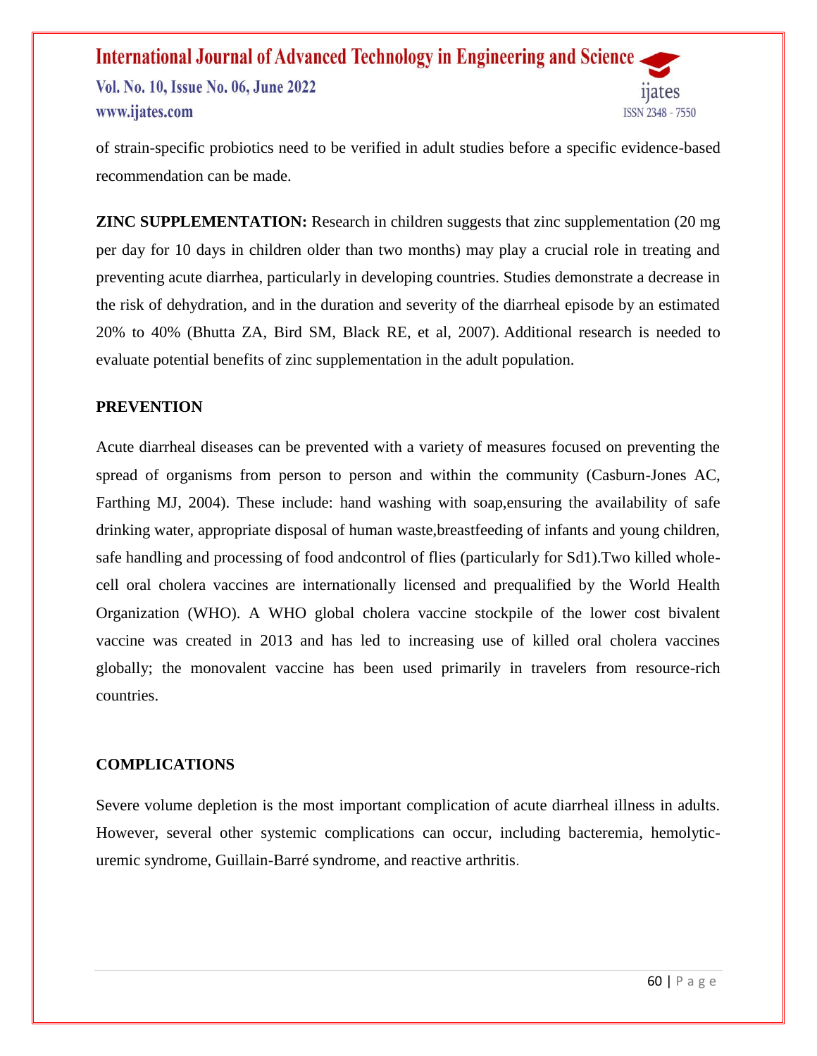of strain-specific probiotics need to be verified in adult studies before a specific evidence-based recommendation can be made.

**ZINC SUPPLEMENTATION:** Research in children suggests that zinc supplementation (20 mg per day for 10 days in children older than two months) may play a crucial role in treating and preventing acute diarrhea, particularly in developing countries. Studies demonstrate a decrease in the risk of dehydration, and in the duration and severity of the diarrheal episode by an estimated 20% to 40% (Bhutta ZA, Bird SM, Black RE, et al, 2007). Additional research is needed to evaluate potential benefits of zinc supplementation in the adult population.

## PREVENTION

Acute diarrheal diseases can be prevented with a variety of measures focused on preventing the spread of organisms from person to person and within the community (Casburn-Jones AC, Farthing MJ, 2004). These include: hand washing with soap,ensuring the availability of safe drinking water, appropriate disposal of human waste,breastfeeding of infants and young children, safe handling and processing of food andcontrol of flies (particularly for Sd1).Two killed whole-cell oral cholera vaccines are internationally licensed and prequalified by the World Health Organization (WHO). A WHO global cholera vaccine stockpile of the lower cost bivalent vaccine was created in 2013 and has led to increasing use of killed oral cholera vaccines globally; the monovalent vaccine has been used primarily in travelers from resource-rich countries.

## COMPLICATIONS

Severe volume depletion is the most important complication of acute diarrheal illness in adults. However, several other systemic complications can occur, including bacteremia, hemolytic-uremic syndrome, Guillain-Barré syndrome, and reactive arthritis.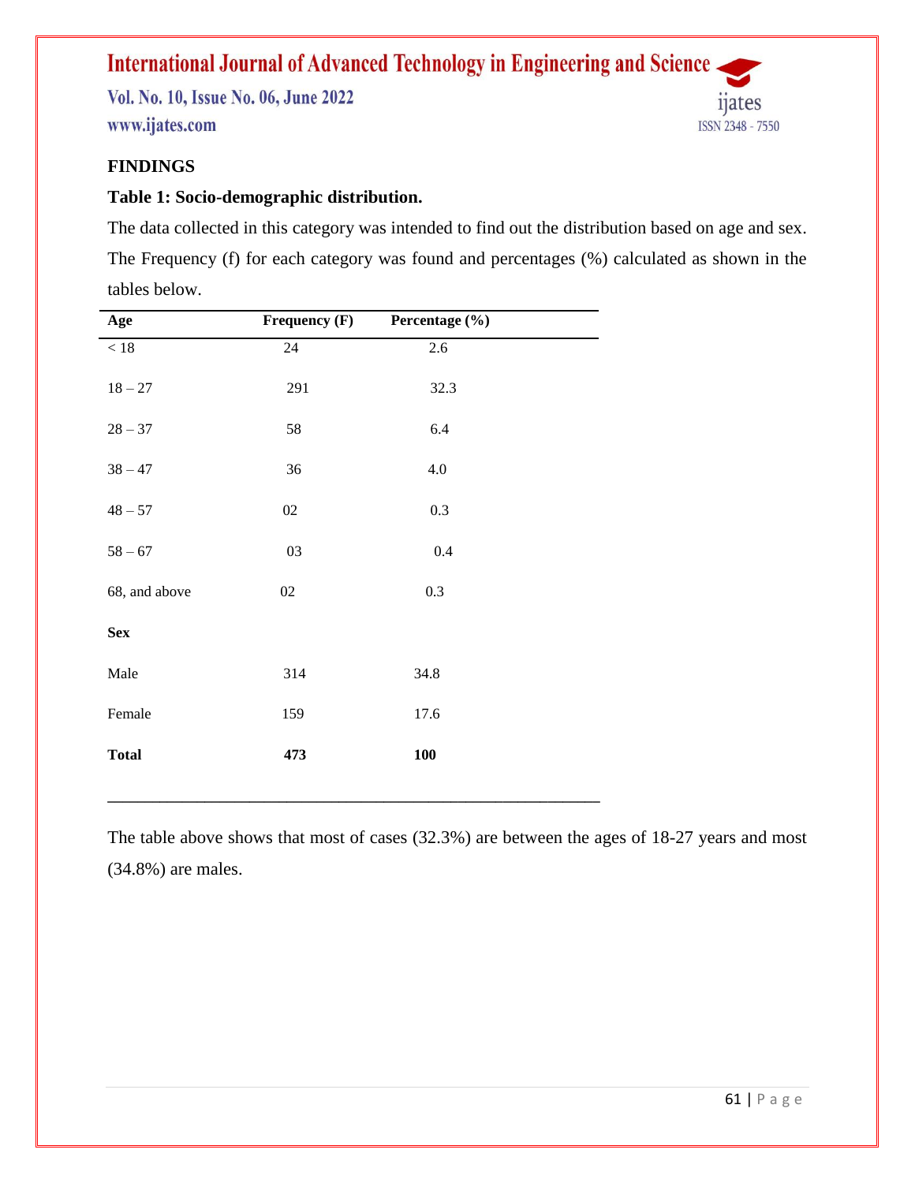## FINDINGS

**Table 1: Socio-demographic distribution.**

The data collected in this category was intended to find out the distribution based on age and sex. The Frequency (f) for each category was found and percentages (%) calculated as shown in the tables below.

| Age | Frequency (F) | Percentage (%) |
|---|---|---|
| < 18 | 24 | 2.6 |
| 18 – 27 | 291 | 32.3 |
| 28 – 37 | 58 | 6.4 |
| 38 – 47 | 36 | 4.0 |
| 48 – 57 | 02 | 0.3 |
| 58 – 67 | 03 | 0.4 |
| 68, and above | 02 | 0.3 |
| **Sex** | | |
| Male | 314 | 34.8 |
| Female | 159 | 17.6 |
| **Total** | **473** | **100** |

The table above shows that most of cases (32.3%) are between the ages of 18-27 years and most (34.8%) are males.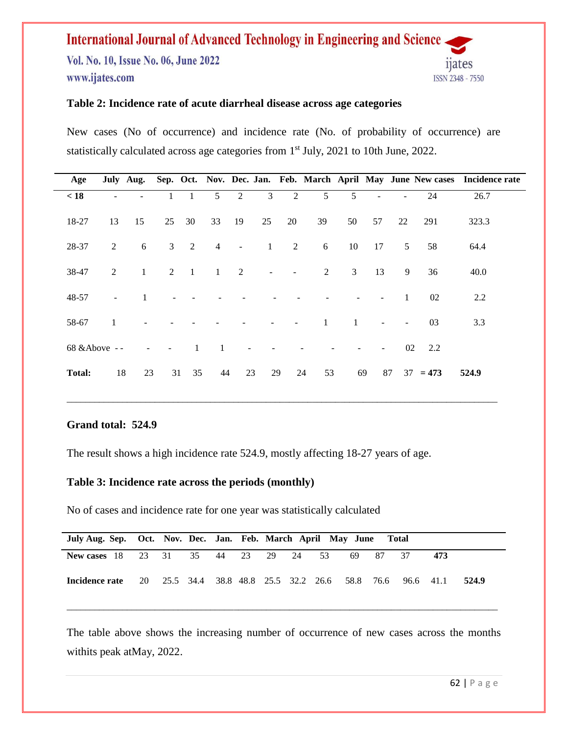**Table 2: Incidence rate of acute diarrheal disease across age categories**

New cases (No of occurrence) and incidence rate (No. of probability of occurrence) are statistically calculated across age categories from 1st July, 2021 to 10th June, 2022.

| Age | July | Aug. | Sep. | Oct. | Nov. | Dec. | Jan. | Feb. | March | April | May | June | New cases | Incidence rate |
|---|---|---|---|---|---|---|---|---|---|---|---|---|---|---|
| **< 18** | - | - | 1 | 1 | 5 | 2 | 3 | 2 | 5 | 5 | - | - | 24 | 26.7 |
| 18-27 | 13 | 15 | 25 | 30 | 33 | 19 | 25 | 20 | 39 | 50 | 57 | 22 | 291 | 323.3 |
| 28-37 | 2 | 6 | 3 | 2 | 4 | - | 1 | 2 | 6 | 10 | 17 | 5 | 58 | 64.4 |
| 38-47 | 2 | 1 | 2 | 1 | 1 | 2 | - | - | 2 | 3 | 13 | 9 | 36 | 40.0 |
| 48-57 | - | 1 | - | - | - | - | - | - | - | - | - | 1 | 02 | 2.2 |
| 58-67 | 1 | - | - | - | - | - | - | - | 1 | 1 | - | - | 03 | 3.3 |
| 68 &Above | - - | - | - | 1 | 1 | - | - | - | - | - | - | | 02 | 2.2 |
| **Total:** | 18 | 23 | 31 | 35 | 44 | 23 | 29 | 24 | 53 | 69 | 87 | 37 | **= 473** | **524.9** |

**Grand total: 524.9**

The result shows a high incidence rate 524.9, mostly affecting 18-27 years of age.

**Table 3: Incidence rate across the periods (monthly)**

No of cases and incidence rate for one year was statistically calculated

| | July | Aug. | Sep. | Oct. | Nov. | Dec. | Jan. | Feb. | March | April | May | June | Total |
|---|---|---|---|---|---|---|---|---|---|---|---|---|---|
| **New cases** | 18 | 23 | 31 | 35 | 44 | 23 | 29 | 24 | 53 | 69 | 87 | 37 | **473** |
| **Incidence rate** | 20 | 25.5 | 34.4 | 38.8 | 48.8 | 25.5 | 32.2 | 26.6 | 58.8 | 76.6 | 96.6 | 41.1 | **524.9** |

The table above shows the increasing number of occurrence of new cases across the months withits peak atMay, 2022.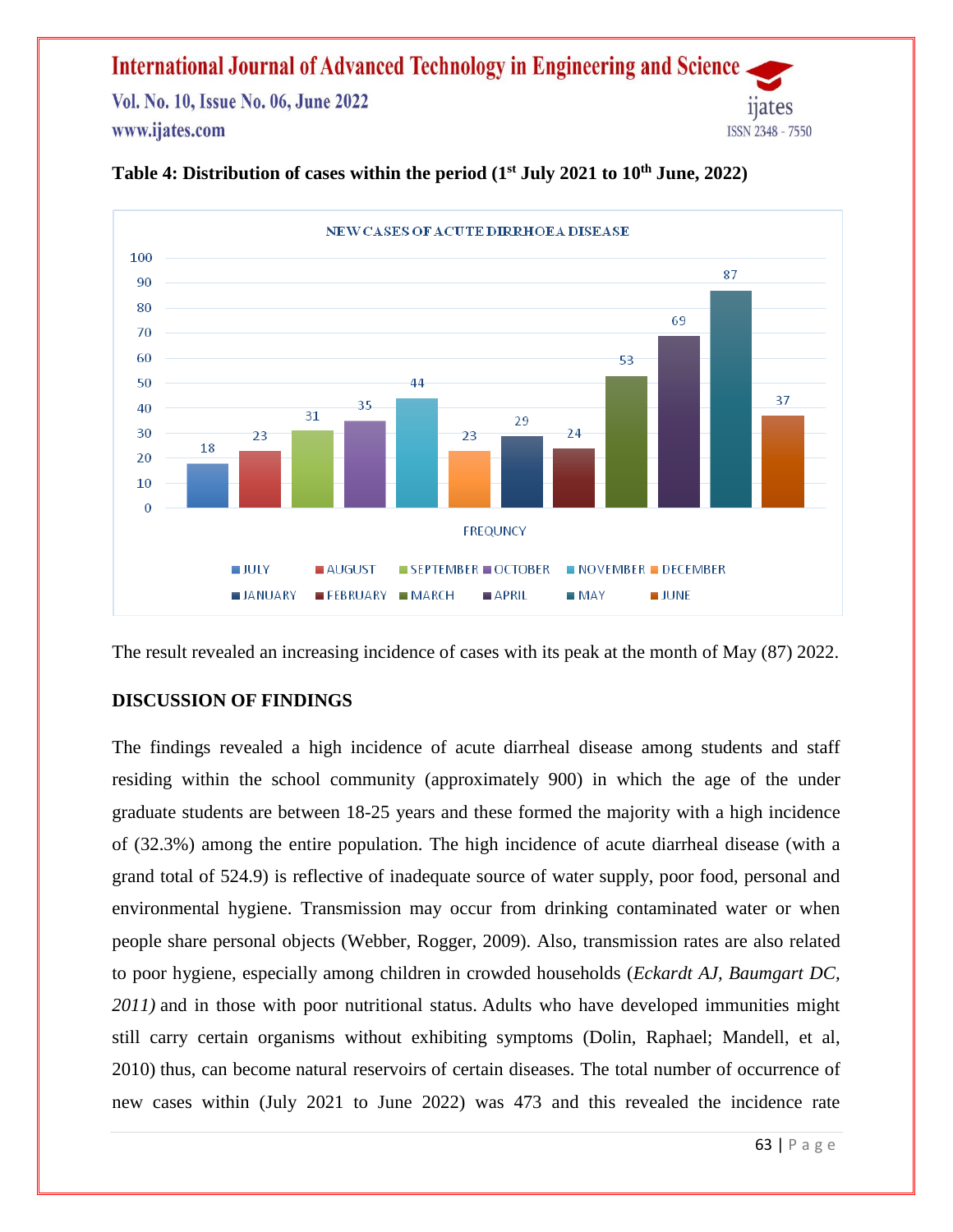**Table 4: Distribution of cases within the period (1st July 2021 to 10th June, 2022)**

NEW CASES OF ACUTE DIRRHOEA DISEASE

| Month | Frequncy |
|---|---|
| JULY | 18 |
| AUGUST | 23 |
| SEPTEMBER | 31 |
| OCTOBER | 35 |
| NOVEMBER | 44 |
| DECEMBER | 23 |
| JANUARY | 29 |
| FEBRUARY | 24 |
| MARCH | 53 |
| APRIL | 69 |
| MAY | 87 |
| JUNE | 37 |

The result revealed an increasing incidence of cases with its peak at the month of May (87) 2022.

## DISCUSSION OF FINDINGS

The findings revealed a high incidence of acute diarrheal disease among students and staff residing within the school community (approximately 900) in which the age of the under graduate students are between 18-25 years and these formed the majority with a high incidence of (32.3%) among the entire population. The high incidence of acute diarrheal disease (with a grand total of 524.9) is reflective of inadequate source of water supply, poor food, personal and environmental hygiene. Transmission may occur from drinking contaminated water or when people share personal objects (Webber, Rogger, 2009). Also, transmission rates are also related to poor hygiene, especially among children in crowded households (*Eckardt AJ, Baumgart DC, 2011)* and in those with poor nutritional status. Adults who have developed immunities might still carry certain organisms without exhibiting symptoms (Dolin, Raphael; Mandell, et al, 2010) thus, can become natural reservoirs of certain diseases. The total number of occurrence of new cases within (July 2021 to June 2022) was 473 and this revealed the incidence rate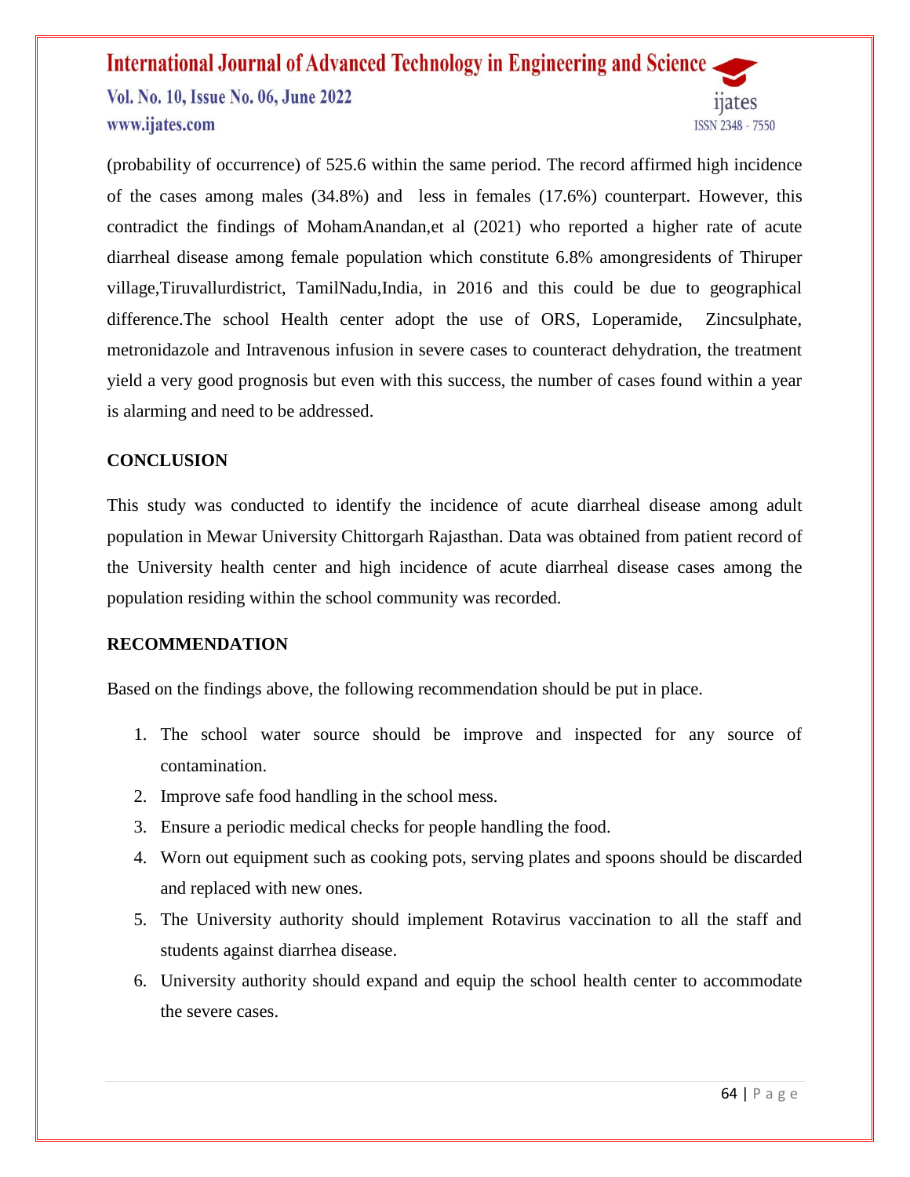(probability of occurrence) of 525.6 within the same period. The record affirmed high incidence of the cases among males (34.8%) and less in females (17.6%) counterpart. However, this contradict the findings of MohamAnandan,et al (2021) who reported a higher rate of acute diarrheal disease among female population which constitute 6.8% amongresidents of Thiruper village,Tiruvallurdistrict, TamilNadu,India, in 2016 and this could be due to geographical difference.The school Health center adopt the use of ORS, Loperamide, Zincsulphate, metronidazole and Intravenous infusion in severe cases to counteract dehydration, the treatment yield a very good prognosis but even with this success, the number of cases found within a year is alarming and need to be addressed.

## CONCLUSION

This study was conducted to identify the incidence of acute diarrheal disease among adult population in Mewar University Chittorgarh Rajasthan. Data was obtained from patient record of the University health center and high incidence of acute diarrheal disease cases among the population residing within the school community was recorded.

## RECOMMENDATION

Based on the findings above, the following recommendation should be put in place.

1. The school water source should be improve and inspected for any source of contamination.
2. Improve safe food handling in the school mess.
3. Ensure a periodic medical checks for people handling the food.
4. Worn out equipment such as cooking pots, serving plates and spoons should be discarded and replaced with new ones.
5. The University authority should implement Rotavirus vaccination to all the staff and students against diarrhea disease.
6. University authority should expand and equip the school health center to accommodate the severe cases.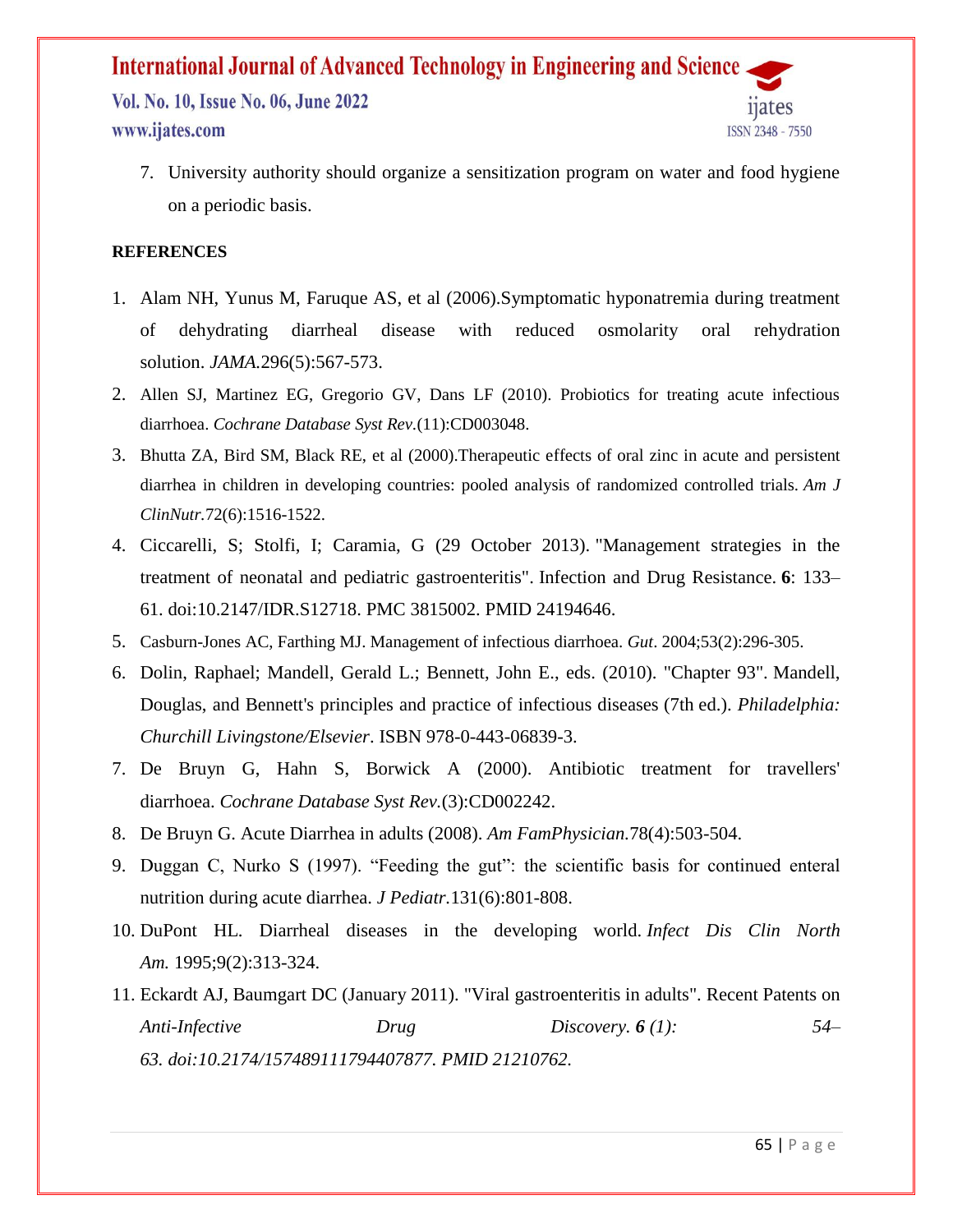7. University authority should organize a sensitization program on water and food hygiene on a periodic basis.

**REFERENCES**

1. Alam NH, Yunus M, Faruque AS, et al (2006).Symptomatic hyponatremia during treatment of dehydrating diarrheal disease with reduced osmolarity oral rehydration solution. *JAMA.*296(5):567-573.
2. Allen SJ, Martinez EG, Gregorio GV, Dans LF (2010). Probiotics for treating acute infectious diarrhoea. *Cochrane Database Syst Rev.*(11):CD003048.
3. Bhutta ZA, Bird SM, Black RE, et al (2000).Therapeutic effects of oral zinc in acute and persistent diarrhea in children in developing countries: pooled analysis of randomized controlled trials. *Am J ClinNutr.*72(6):1516-1522.
4. Ciccarelli, S; Stolfi, I; Caramia, G (29 October 2013). "Management strategies in the treatment of neonatal and pediatric gastroenteritis". Infection and Drug Resistance. **6**: 133–61. doi:10.2147/IDR.S12718. PMC 3815002. PMID 24194646.
5. Casburn-Jones AC, Farthing MJ. Management of infectious diarrhoea. *Gut*. 2004;53(2):296-305.
6. Dolin, Raphael; Mandell, Gerald L.; Bennett, John E., eds. (2010). "Chapter 93". Mandell, Douglas, and Bennett's principles and practice of infectious diseases (7th ed.). *Philadelphia: Churchill Livingstone/Elsevier*. ISBN 978-0-443-06839-3.
7. De Bruyn G, Hahn S, Borwick A (2000). Antibiotic treatment for travellers' diarrhoea. *Cochrane Database Syst Rev.*(3):CD002242.
8. De Bruyn G. Acute Diarrhea in adults (2008). *Am FamPhysician.*78(4):503-504.
9. Duggan C, Nurko S (1997). "Feeding the gut": the scientific basis for continued enteral nutrition during acute diarrhea. *J Pediatr.*131(6):801-808.
10. DuPont HL. Diarrheal diseases in the developing world. *Infect Dis Clin North Am.* 1995;9(2):313-324.
11. Eckardt AJ, Baumgart DC (January 2011). "Viral gastroenteritis in adults". Recent Patents on *Anti-Infective Drug Discovery. **6** (1): 54–63. doi:10.2174/157489111794407877. PMID 21210762.*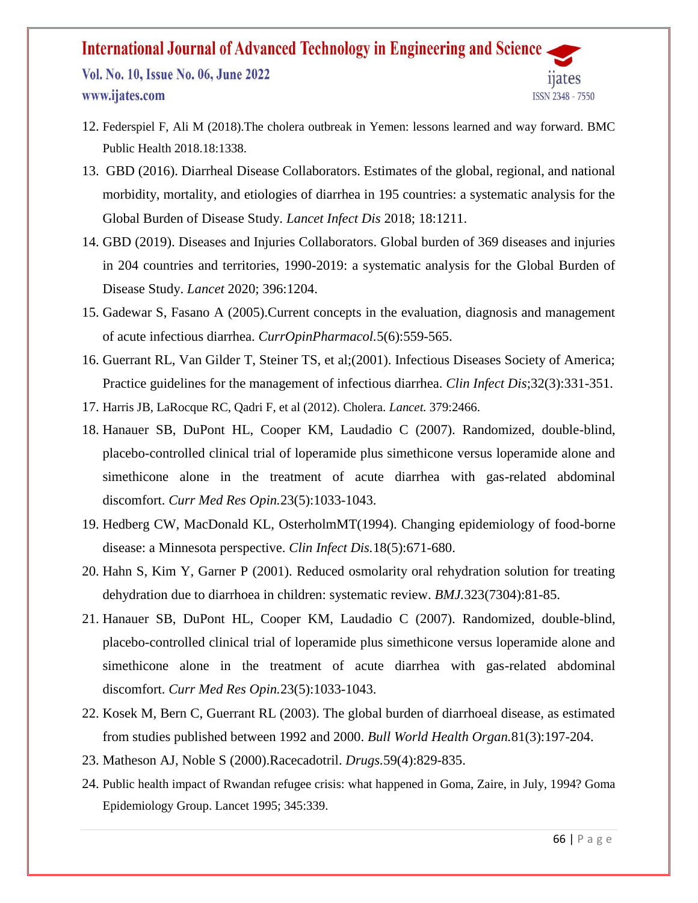12. Federspiel F, Ali M (2018).The cholera outbreak in Yemen: lessons learned and way forward. BMC Public Health 2018.18:1338.
13. GBD (2016). Diarrheal Disease Collaborators. Estimates of the global, regional, and national morbidity, mortality, and etiologies of diarrhea in 195 countries: a systematic analysis for the Global Burden of Disease Study. *Lancet Infect Dis* 2018; 18:1211.
14. GBD (2019). Diseases and Injuries Collaborators. Global burden of 369 diseases and injuries in 204 countries and territories, 1990-2019: a systematic analysis for the Global Burden of Disease Study. *Lancet* 2020; 396:1204.
15. Gadewar S, Fasano A (2005).Current concepts in the evaluation, diagnosis and management of acute infectious diarrhea. *CurrOpinPharmacol.*5(6):559-565.
16. Guerrant RL, Van Gilder T, Steiner TS, et al;(2001). Infectious Diseases Society of America; Practice guidelines for the management of infectious diarrhea. *Clin Infect Dis*;32(3):331-351.
17. Harris JB, LaRocque RC, Qadri F, et al (2012). Cholera. *Lancet.* 379:2466.
18. Hanauer SB, DuPont HL, Cooper KM, Laudadio C (2007). Randomized, double-blind, placebo-controlled clinical trial of loperamide plus simethicone versus loperamide alone and simethicone alone in the treatment of acute diarrhea with gas-related abdominal discomfort. *Curr Med Res Opin.*23(5):1033-1043.
19. Hedberg CW, MacDonald KL, OsterholmMT(1994). Changing epidemiology of food-borne disease: a Minnesota perspective. *Clin Infect Dis.*18(5):671-680.
20. Hahn S, Kim Y, Garner P (2001). Reduced osmolarity oral rehydration solution for treating dehydration due to diarrhoea in children: systematic review. *BMJ.*323(7304):81-85.
21. Hanauer SB, DuPont HL, Cooper KM, Laudadio C (2007). Randomized, double-blind, placebo-controlled clinical trial of loperamide plus simethicone versus loperamide alone and simethicone alone in the treatment of acute diarrhea with gas-related abdominal discomfort. *Curr Med Res Opin.*23(5):1033-1043.
22. Kosek M, Bern C, Guerrant RL (2003). The global burden of diarrhoeal disease, as estimated from studies published between 1992 and 2000. *Bull World Health Organ.*81(3):197-204.
23. Matheson AJ, Noble S (2000).Racecadotril. *Drugs.*59(4):829-835.
24. Public health impact of Rwandan refugee crisis: what happened in Goma, Zaire, in July, 1994? Goma Epidemiology Group. Lancet 1995; 345:339.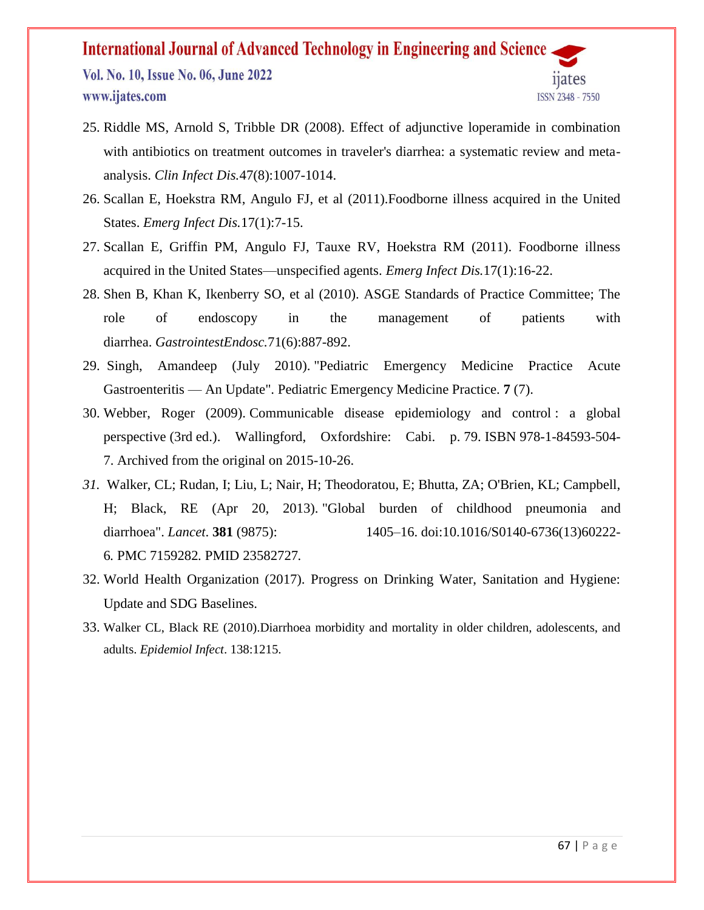25. Riddle MS, Arnold S, Tribble DR (2008). Effect of adjunctive loperamide in combination with antibiotics on treatment outcomes in traveler's diarrhea: a systematic review and meta-analysis. *Clin Infect Dis.*47(8):1007-1014.
26. Scallan E, Hoekstra RM, Angulo FJ, et al (2011).Foodborne illness acquired in the United States. *Emerg Infect Dis.*17(1):7-15.
27. Scallan E, Griffin PM, Angulo FJ, Tauxe RV, Hoekstra RM (2011). Foodborne illness acquired in the United States—unspecified agents. *Emerg Infect Dis.*17(1):16-22.
28. Shen B, Khan K, Ikenberry SO, et al (2010). ASGE Standards of Practice Committee; The role of endoscopy in the management of patients with diarrhea. *GastrointestEndosc.*71(6):887-892.
29. Singh, Amandeep (July 2010). "Pediatric Emergency Medicine Practice Acute Gastroenteritis — An Update". Pediatric Emergency Medicine Practice. **7** (7).
30. Webber, Roger (2009). Communicable disease epidemiology and control : a global perspective (3rd ed.). Wallingford, Oxfordshire: Cabi. p. 79. ISBN 978-1-84593-504-7. Archived from the original on 2015-10-26.
31. Walker, CL; Rudan, I; Liu, L; Nair, H; Theodoratou, E; Bhutta, ZA; O'Brien, KL; Campbell, H; Black, RE (Apr 20, 2013). "Global burden of childhood pneumonia and diarrhoea". *Lancet*. **381** (9875): 1405–16. doi:10.1016/S0140-6736(13)60222-6. PMC 7159282. PMID 23582727.
32. World Health Organization (2017). Progress on Drinking Water, Sanitation and Hygiene: Update and SDG Baselines.
33. Walker CL, Black RE (2010).Diarrhoea morbidity and mortality in older children, adolescents, and adults. *Epidemiol Infect*. 138:1215.